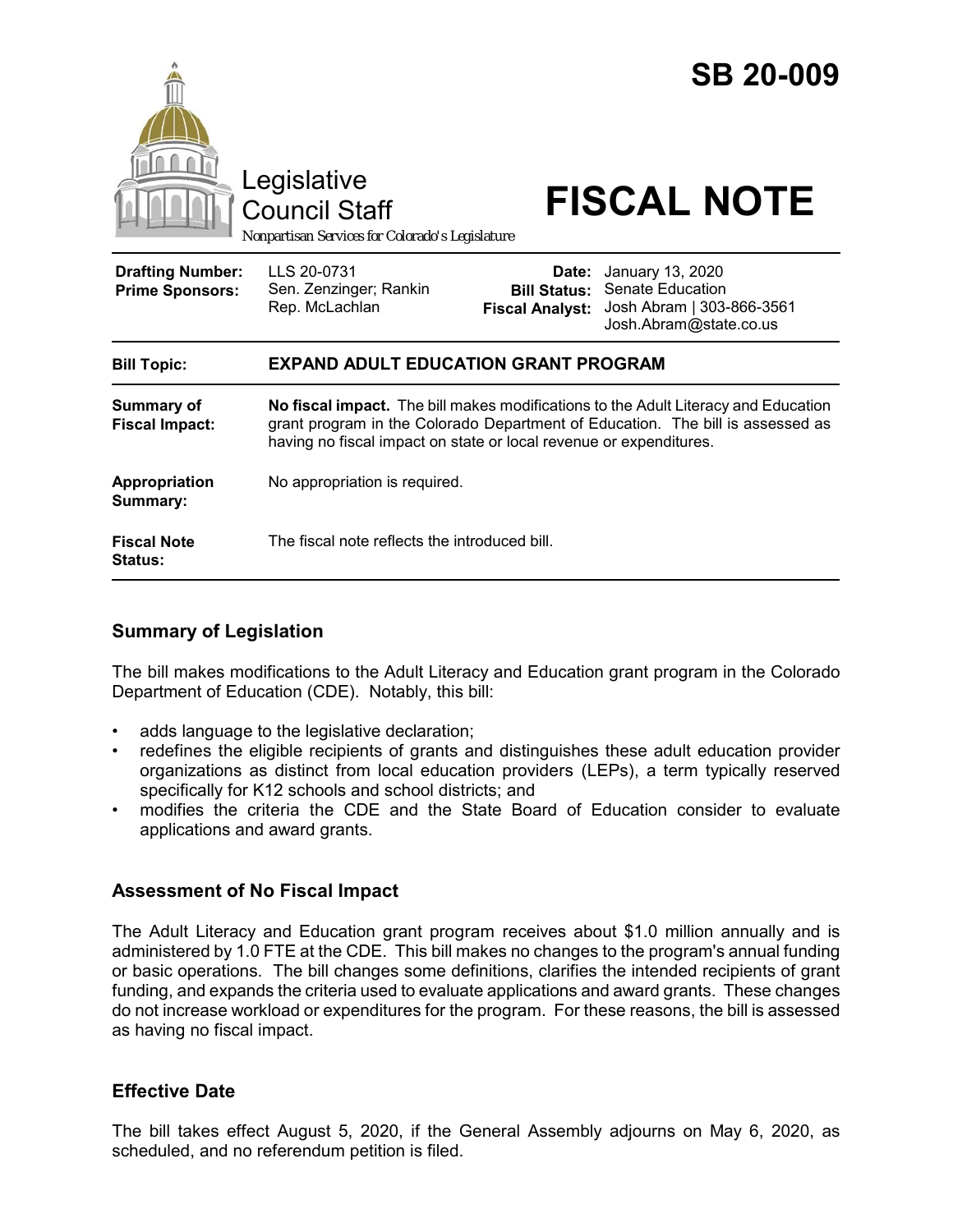# SB 20-009

Legislative Council Staff

*Nonpartisan Services for Colorado's Legislature*

# FISCAL NOTE

| | | | |
|---|---|---|---|
| **Drafting Number:** | LLS 20-0731 | **Date:** | January 13, 2020 |
| **Prime Sponsors:** | Sen. Zenzinger; Rankin<br>Rep. McLachlan | **Bill Status:** | Senate Education |
| | | **Fiscal Analyst:** | Josh Abram \| 303-866-3561<br>Josh.Abram@state.co.us |

| | |
|---|---|
| **Bill Topic:** | **EXPAND ADULT EDUCATION GRANT PROGRAM** |
| **Summary of Fiscal Impact:** | **No fiscal impact.** The bill makes modifications to the Adult Literacy and Education grant program in the Colorado Department of Education. The bill is assessed as having no fiscal impact on state or local revenue or expenditures. |
| **Appropriation Summary:** | No appropriation is required. |
| **Fiscal Note Status:** | The fiscal note reflects the introduced bill. |

## Summary of Legislation

The bill makes modifications to the Adult Literacy and Education grant program in the Colorado Department of Education (CDE). Notably, this bill:

- adds language to the legislative declaration;
- redefines the eligible recipients of grants and distinguishes these adult education provider organizations as distinct from local education providers (LEPs), a term typically reserved specifically for K12 schools and school districts; and
- modifies the criteria the CDE and the State Board of Education consider to evaluate applications and award grants.

## Assessment of No Fiscal Impact

The Adult Literacy and Education grant program receives about $1.0 million annually and is administered by 1.0 FTE at the CDE. This bill makes no changes to the program's annual funding or basic operations. The bill changes some definitions, clarifies the intended recipients of grant funding, and expands the criteria used to evaluate applications and award grants. These changes do not increase workload or expenditures for the program. For these reasons, the bill is assessed as having no fiscal impact.

## Effective Date

The bill takes effect August 5, 2020, if the General Assembly adjourns on May 6, 2020, as scheduled, and no referendum petition is filed.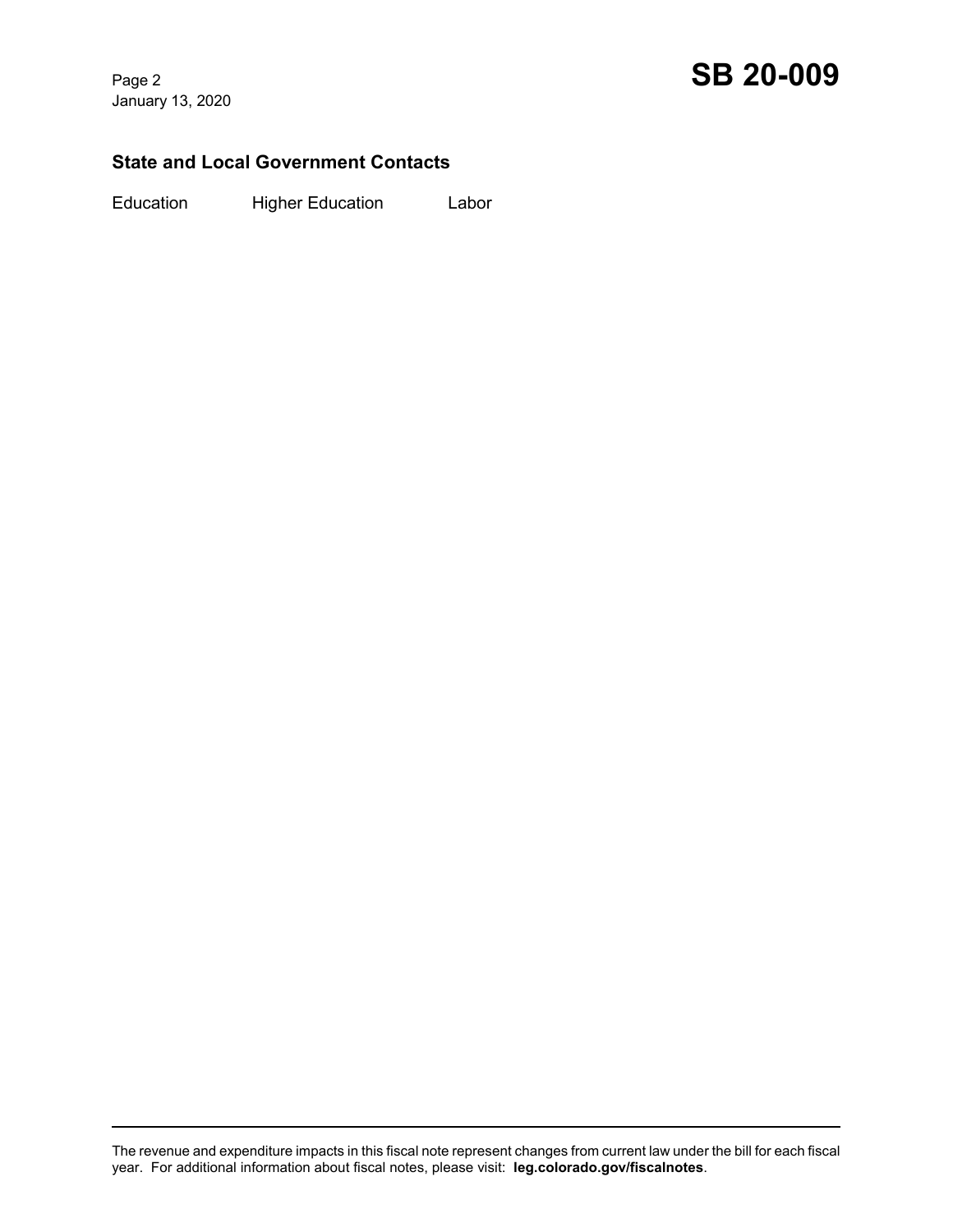## State and Local Government Contacts

Education Higher Education Labor

The revenue and expenditure impacts in this fiscal note represent changes from current law under the bill for each fiscal year. For additional information about fiscal notes, please visit: **leg.colorado.gov/fiscalnotes**.